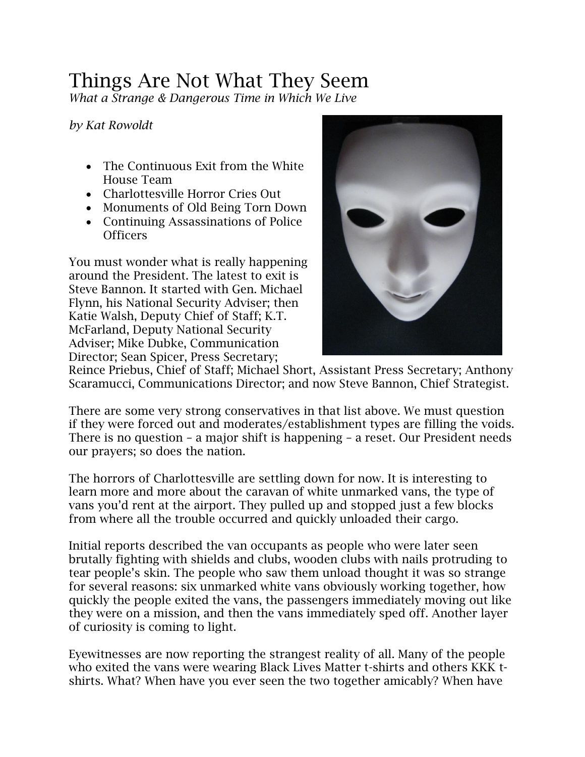# Things Are Not What They Seem

*What a Strange & Dangerous Time in Which We Live*

*by Kat Rowoldt*

- The Continuous Exit from the White House Team
- Charlottesville Horror Cries Out
- Monuments of Old Being Torn Down
- Continuing Assassinations of Police Officers

You must wonder what is really happening around the President. The latest to exit is Steve Bannon. It started with Gen. Michael Flynn, his National Security Adviser; then Katie Walsh, Deputy Chief of Staff; K.T. McFarland, Deputy National Security Adviser; Mike Dubke, Communication Director; Sean Spicer, Press Secretary; Reince Priebus, Chief of Staff; Michael Short, Assistant Press Secretary; Anthony Scaramucci, Communications Director; and now Steve Bannon, Chief Strategist.

There are some very strong conservatives in that list above. We must question if they were forced out and moderates/establishment types are filling the voids. There is no question – a major shift is happening – a reset. Our President needs our prayers; so does the nation.

The horrors of Charlottesville are settling down for now. It is interesting to learn more and more about the caravan of white unmarked vans, the type of vans you'd rent at the airport. They pulled up and stopped just a few blocks from where all the trouble occurred and quickly unloaded their cargo.

Initial reports described the van occupants as people who were later seen brutally fighting with shields and clubs, wooden clubs with nails protruding to tear people's skin. The people who saw them unload thought it was so strange for several reasons: six unmarked white vans obviously working together, how quickly the people exited the vans, the passengers immediately moving out like they were on a mission, and then the vans immediately sped off. Another layer of curiosity is coming to light.

Eyewitnesses are now reporting the strangest reality of all. Many of the people who exited the vans were wearing Black Lives Matter t-shirts and others KKK t-shirts. What? When have you ever seen the two together amicably? When have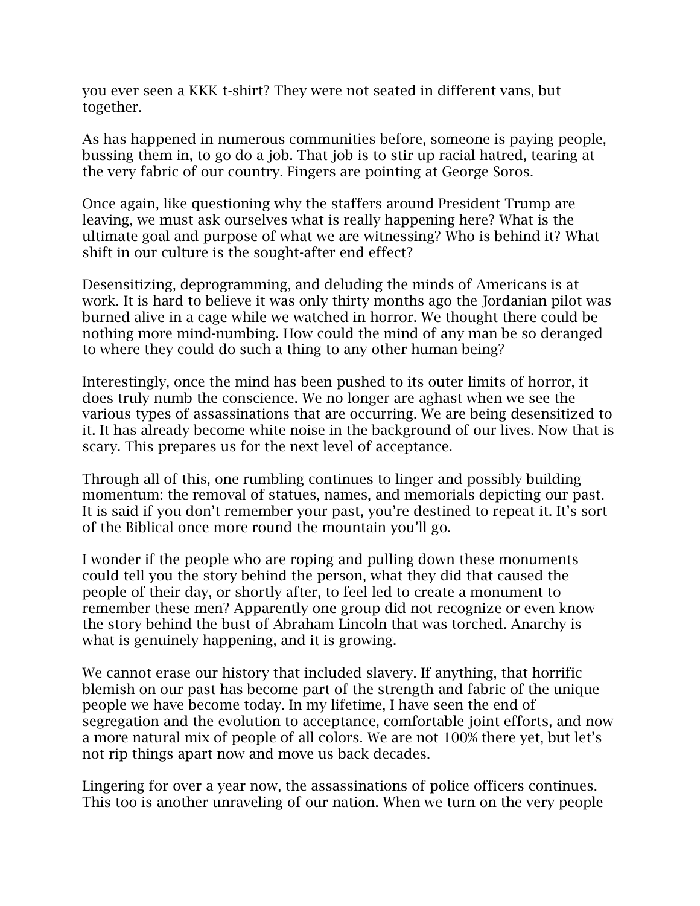you ever seen a KKK t-shirt? They were not seated in different vans, but together.

As has happened in numerous communities before, someone is paying people, bussing them in, to go do a job. That job is to stir up racial hatred, tearing at the very fabric of our country. Fingers are pointing at George Soros.

Once again, like questioning why the staffers around President Trump are leaving, we must ask ourselves what is really happening here? What is the ultimate goal and purpose of what we are witnessing? Who is behind it? What shift in our culture is the sought-after end effect?

Desensitizing, deprogramming, and deluding the minds of Americans is at work. It is hard to believe it was only thirty months ago the Jordanian pilot was burned alive in a cage while we watched in horror. We thought there could be nothing more mind-numbing. How could the mind of any man be so deranged to where they could do such a thing to any other human being?

Interestingly, once the mind has been pushed to its outer limits of horror, it does truly numb the conscience. We no longer are aghast when we see the various types of assassinations that are occurring. We are being desensitized to it. It has already become white noise in the background of our lives. Now that is scary. This prepares us for the next level of acceptance.

Through all of this, one rumbling continues to linger and possibly building momentum: the removal of statues, names, and memorials depicting our past. It is said if you don't remember your past, you're destined to repeat it. It's sort of the Biblical once more round the mountain you'll go.

I wonder if the people who are roping and pulling down these monuments could tell you the story behind the person, what they did that caused the people of their day, or shortly after, to feel led to create a monument to remember these men? Apparently one group did not recognize or even know the story behind the bust of Abraham Lincoln that was torched. Anarchy is what is genuinely happening, and it is growing.

We cannot erase our history that included slavery. If anything, that horrific blemish on our past has become part of the strength and fabric of the unique people we have become today. In my lifetime, I have seen the end of segregation and the evolution to acceptance, comfortable joint efforts, and now a more natural mix of people of all colors. We are not 100% there yet, but let's not rip things apart now and move us back decades.

Lingering for over a year now, the assassinations of police officers continues. This too is another unraveling of our nation. When we turn on the very people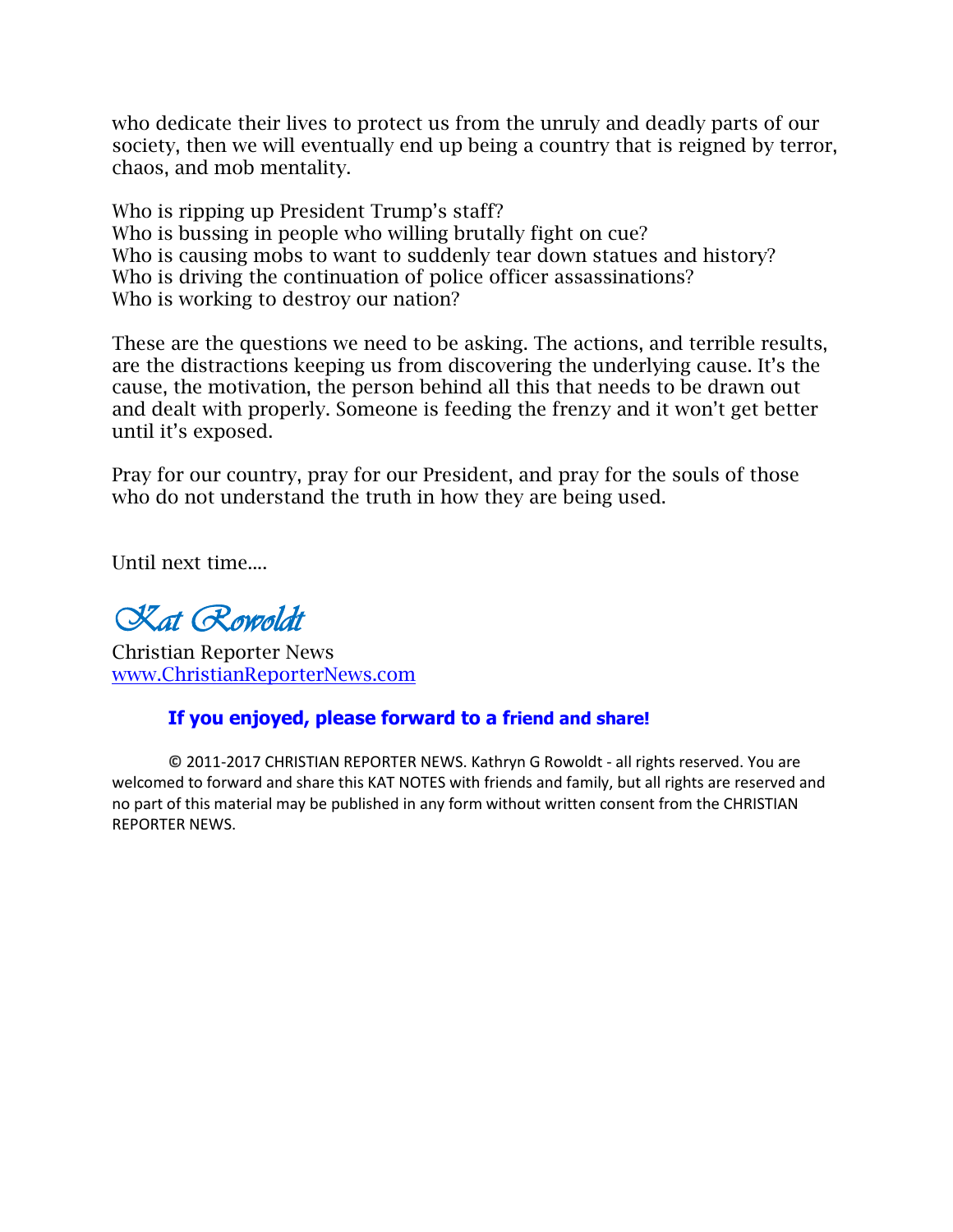who dedicate their lives to protect us from the unruly and deadly parts of our society, then we will eventually end up being a country that is reigned by terror, chaos, and mob mentality.

Who is ripping up President Trump's staff?
Who is bussing in people who willing brutally fight on cue?
Who is causing mobs to want to suddenly tear down statues and history?
Who is driving the continuation of police officer assassinations?
Who is working to destroy our nation?

These are the questions we need to be asking. The actions, and terrible results, are the distractions keeping us from discovering the underlying cause. It's the cause, the motivation, the person behind all this that needs to be drawn out and dealt with properly. Someone is feeding the frenzy and it won't get better until it's exposed.

Pray for our country, pray for our President, and pray for the souls of those who do not understand the truth in how they are being used.

Until next time....

*Kat Rowoldt*
Christian Reporter News
[www.ChristianReporterNews.com](http://www.ChristianReporterNews.com)

**If you enjoyed, please forward to a friend and share!**

© 2011-2017 CHRISTIAN REPORTER NEWS. Kathryn G Rowoldt - all rights reserved. You are welcomed to forward and share this KAT NOTES with friends and family, but all rights are reserved and no part of this material may be published in any form without written consent from the CHRISTIAN REPORTER NEWS.